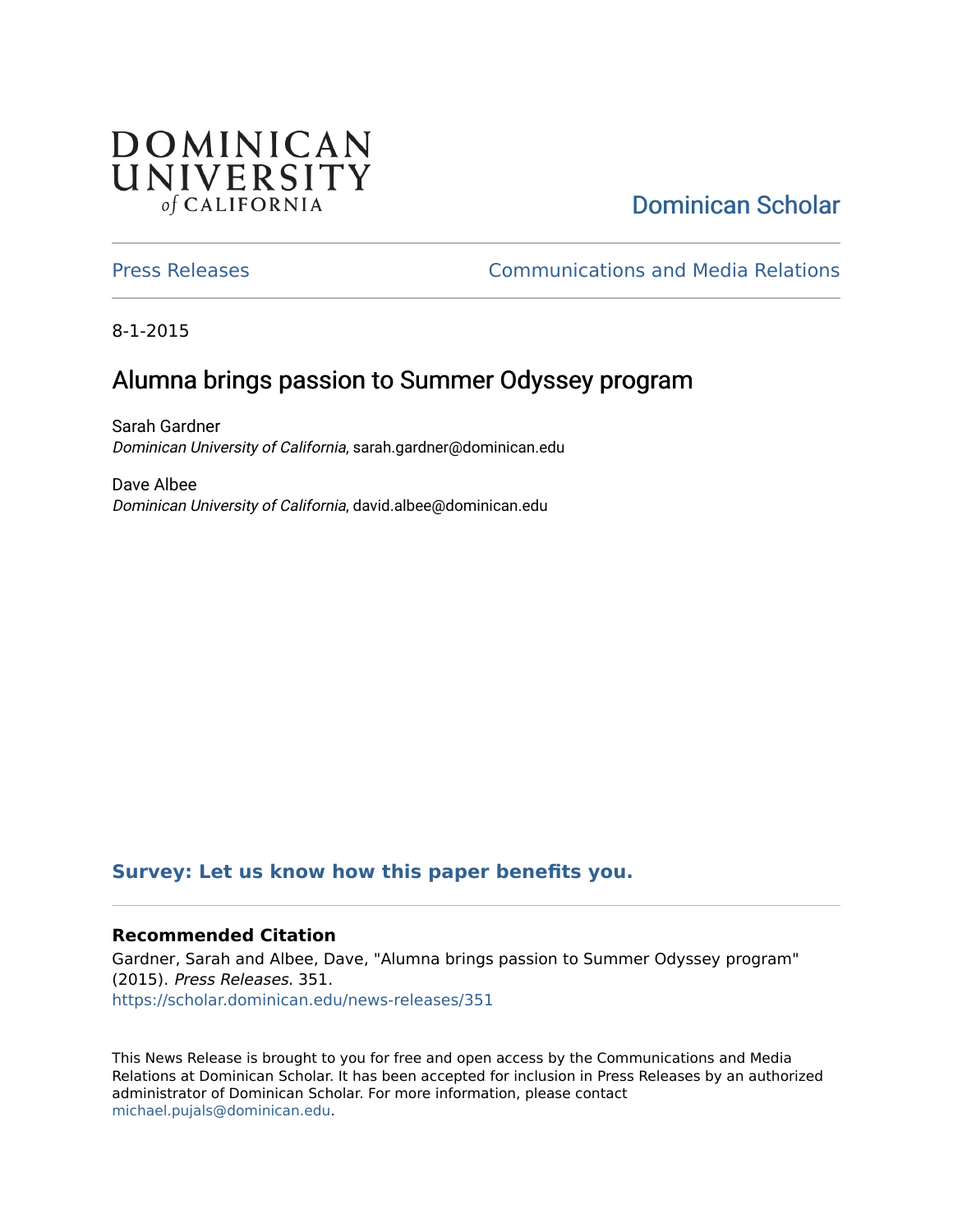DOMINICAN UNIVERSITY *of* CALIFORNIA

Dominican Scholar

Press Releases

Communications and Media Relations

8-1-2015

# Alumna brings passion to Summer Odyssey program

Sarah Gardner
*Dominican University of California*, sarah.gardner@dominican.edu

Dave Albee
*Dominican University of California*, david.albee@dominican.edu

**Survey: Let us know how this paper benefits you.**

### Recommended Citation

Gardner, Sarah and Albee, Dave, "Alumna brings passion to Summer Odyssey program" (2015). *Press Releases*. 351.
https://scholar.dominican.edu/news-releases/351

This News Release is brought to you for free and open access by the Communications and Media Relations at Dominican Scholar. It has been accepted for inclusion in Press Releases by an authorized administrator of Dominican Scholar. For more information, please contact michael.pujals@dominican.edu.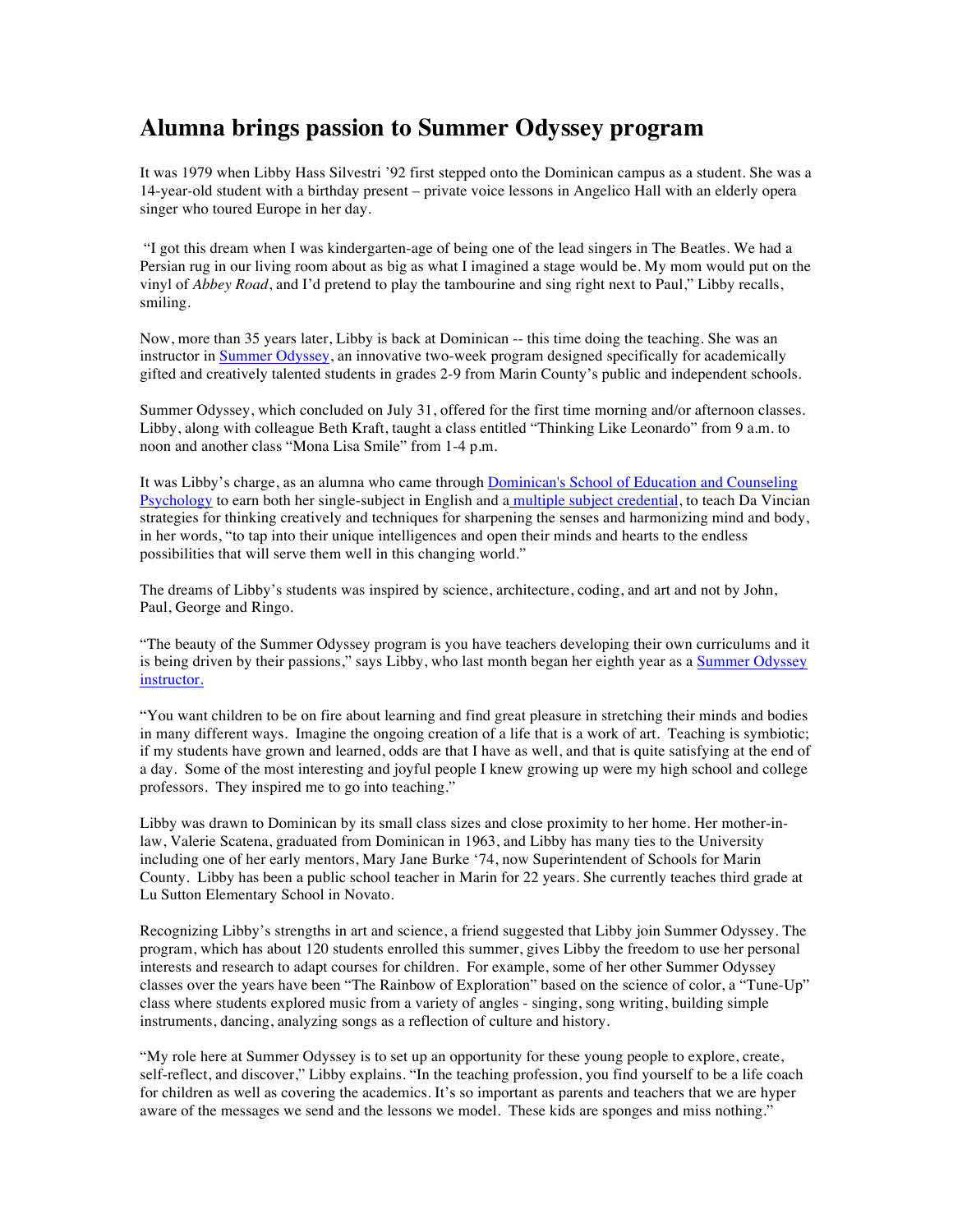# Alumna brings passion to Summer Odyssey program

It was 1979 when Libby Hass Silvestri '92 first stepped onto the Dominican campus as a student. She was a 14-year-old student with a birthday present – private voice lessons in Angelico Hall with an elderly opera singer who toured Europe in her day.

"I got this dream when I was kindergarten-age of being one of the lead singers in The Beatles. We had a Persian rug in our living room about as big as what I imagined a stage would be. My mom would put on the vinyl of *Abbey Road*, and I'd pretend to play the tambourine and sing right next to Paul," Libby recalls, smiling.

Now, more than 35 years later, Libby is back at Dominican -- this time doing the teaching. She was an instructor in Summer Odyssey, an innovative two-week program designed specifically for academically gifted and creatively talented students in grades 2-9 from Marin County's public and independent schools.

Summer Odyssey, which concluded on July 31, offered for the first time morning and/or afternoon classes. Libby, along with colleague Beth Kraft, taught a class entitled "Thinking Like Leonardo" from 9 a.m. to noon and another class "Mona Lisa Smile" from 1-4 p.m.

It was Libby's charge, as an alumna who came through Dominican's School of Education and Counseling Psychology to earn both her single-subject in English and a multiple subject credential, to teach Da Vincian strategies for thinking creatively and techniques for sharpening the senses and harmonizing mind and body, in her words, "to tap into their unique intelligences and open their minds and hearts to the endless possibilities that will serve them well in this changing world."

The dreams of Libby's students was inspired by science, architecture, coding, and art and not by John, Paul, George and Ringo.

"The beauty of the Summer Odyssey program is you have teachers developing their own curriculums and it is being driven by their passions," says Libby, who last month began her eighth year as a Summer Odyssey instructor.

"You want children to be on fire about learning and find great pleasure in stretching their minds and bodies in many different ways. Imagine the ongoing creation of a life that is a work of art. Teaching is symbiotic; if my students have grown and learned, odds are that I have as well, and that is quite satisfying at the end of a day. Some of the most interesting and joyful people I knew growing up were my high school and college professors. They inspired me to go into teaching."

Libby was drawn to Dominican by its small class sizes and close proximity to her home. Her mother-in-law, Valerie Scatena, graduated from Dominican in 1963, and Libby has many ties to the University including one of her early mentors, Mary Jane Burke '74, now Superintendent of Schools for Marin County. Libby has been a public school teacher in Marin for 22 years. She currently teaches third grade at Lu Sutton Elementary School in Novato.

Recognizing Libby's strengths in art and science, a friend suggested that Libby join Summer Odyssey. The program, which has about 120 students enrolled this summer, gives Libby the freedom to use her personal interests and research to adapt courses for children. For example, some of her other Summer Odyssey classes over the years have been "The Rainbow of Exploration" based on the science of color, a "Tune-Up" class where students explored music from a variety of angles - singing, song writing, building simple instruments, dancing, analyzing songs as a reflection of culture and history.

"My role here at Summer Odyssey is to set up an opportunity for these young people to explore, create, self-reflect, and discover," Libby explains. "In the teaching profession, you find yourself to be a life coach for children as well as covering the academics. It's so important as parents and teachers that we are hyper aware of the messages we send and the lessons we model. These kids are sponges and miss nothing."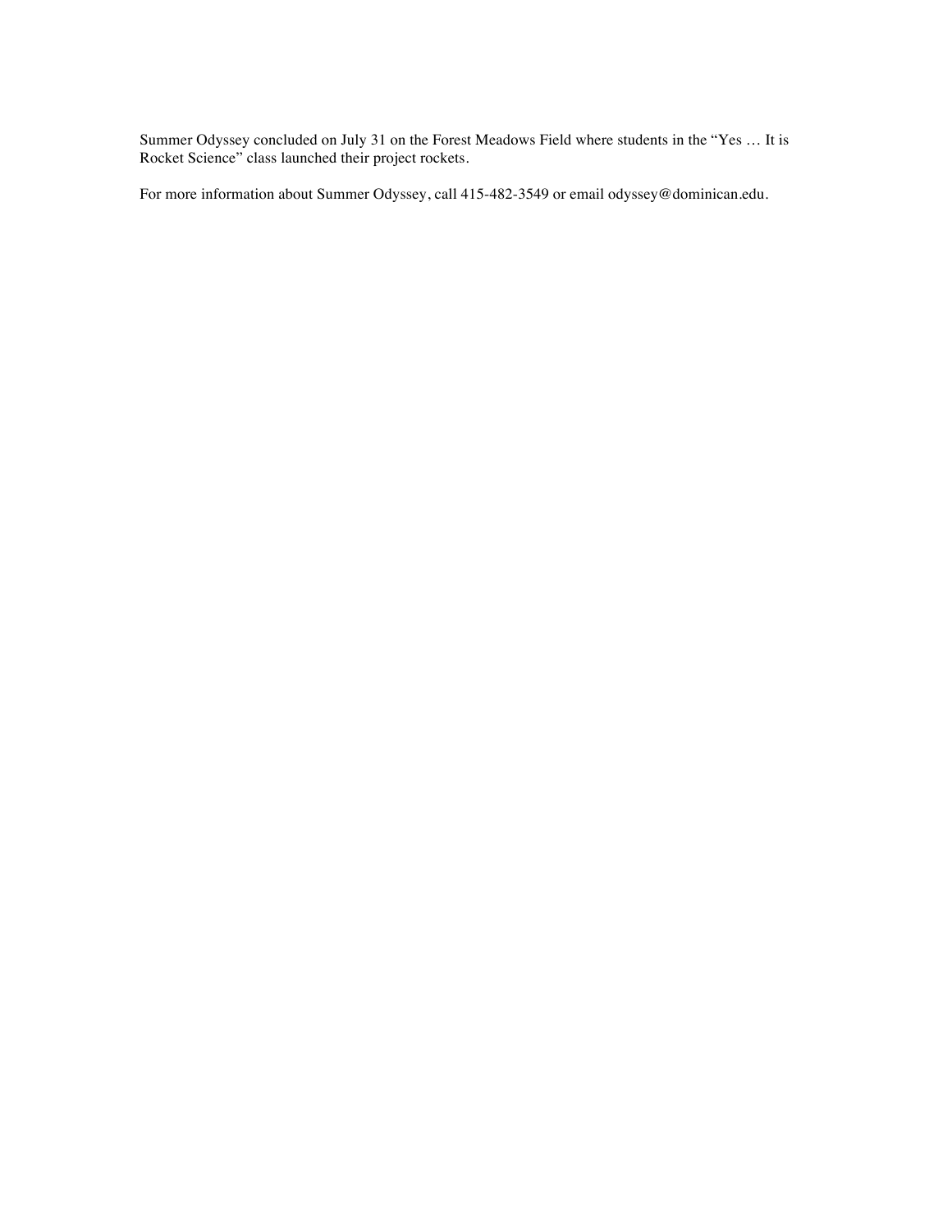Summer Odyssey concluded on July 31 on the Forest Meadows Field where students in the "Yes … It is Rocket Science" class launched their project rockets.

For more information about Summer Odyssey, call 415-482-3549 or email odyssey@dominican.edu.